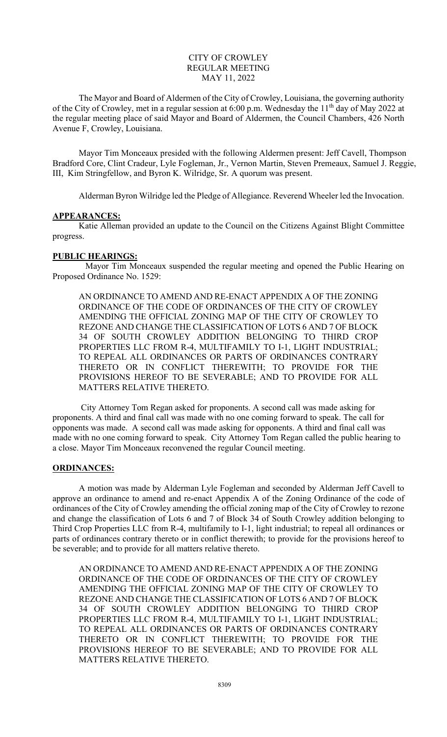CITY OF CROWLEY
REGULAR MEETING
MAY 11, 2022

The Mayor and Board of Aldermen of the City of Crowley, Louisiana, the governing authority of the City of Crowley, met in a regular session at 6:00 p.m. Wednesday the 11th day of May 2022 at the regular meeting place of said Mayor and Board of Aldermen, the Council Chambers, 426 North Avenue F, Crowley, Louisiana.

Mayor Tim Monceaux presided with the following Aldermen present: Jeff Cavell, Thompson Bradford Core, Clint Cradeur, Lyle Fogleman, Jr., Vernon Martin, Steven Premeaux, Samuel J. Reggie, III, Kim Stringfellow, and Byron K. Wilridge, Sr. A quorum was present.

Alderman Byron Wilridge led the Pledge of Allegiance. Reverend Wheeler led the Invocation.

**APPEARANCES:**

Katie Alleman provided an update to the Council on the Citizens Against Blight Committee progress.

**PUBLIC HEARINGS:**

Mayor Tim Monceaux suspended the regular meeting and opened the Public Hearing on Proposed Ordinance No. 1529:

AN ORDINANCE TO AMEND AND RE-ENACT APPENDIX A OF THE ZONING ORDINANCE OF THE CODE OF ORDINANCES OF THE CITY OF CROWLEY AMENDING THE OFFICIAL ZONING MAP OF THE CITY OF CROWLEY TO REZONE AND CHANGE THE CLASSIFICATION OF LOTS 6 AND 7 OF BLOCK 34 OF SOUTH CROWLEY ADDITION BELONGING TO THIRD CROP PROPERTIES LLC FROM R-4, MULTIFAMILY TO I-1, LIGHT INDUSTRIAL; TO REPEAL ALL ORDINANCES OR PARTS OF ORDINANCES CONTRARY THERETO OR IN CONFLICT THEREWITH; TO PROVIDE FOR THE PROVISIONS HEREOF TO BE SEVERABLE; AND TO PROVIDE FOR ALL MATTERS RELATIVE THERETO.

City Attorney Tom Regan asked for proponents. A second call was made asking for proponents. A third and final call was made with no one coming forward to speak. The call for opponents was made. A second call was made asking for opponents. A third and final call was made with no one coming forward to speak. City Attorney Tom Regan called the public hearing to a close. Mayor Tim Monceaux reconvened the regular Council meeting.

**ORDINANCES:**

A motion was made by Alderman Lyle Fogleman and seconded by Alderman Jeff Cavell to approve an ordinance to amend and re-enact Appendix A of the Zoning Ordinance of the code of ordinances of the City of Crowley amending the official zoning map of the City of Crowley to rezone and change the classification of Lots 6 and 7 of Block 34 of South Crowley addition belonging to Third Crop Properties LLC from R-4, multifamily to I-1, light industrial; to repeal all ordinances or parts of ordinances contrary thereto or in conflict therewith; to provide for the provisions hereof to be severable; and to provide for all matters relative thereto.

AN ORDINANCE TO AMEND AND RE-ENACT APPENDIX A OF THE ZONING ORDINANCE OF THE CODE OF ORDINANCES OF THE CITY OF CROWLEY AMENDING THE OFFICIAL ZONING MAP OF THE CITY OF CROWLEY TO REZONE AND CHANGE THE CLASSIFICATION OF LOTS 6 AND 7 OF BLOCK 34 OF SOUTH CROWLEY ADDITION BELONGING TO THIRD CROP PROPERTIES LLC FROM R-4, MULTIFAMILY TO I-1, LIGHT INDUSTRIAL; TO REPEAL ALL ORDINANCES OR PARTS OF ORDINANCES CONTRARY THERETO OR IN CONFLICT THEREWITH; TO PROVIDE FOR THE PROVISIONS HEREOF TO BE SEVERABLE; AND TO PROVIDE FOR ALL MATTERS RELATIVE THERETO.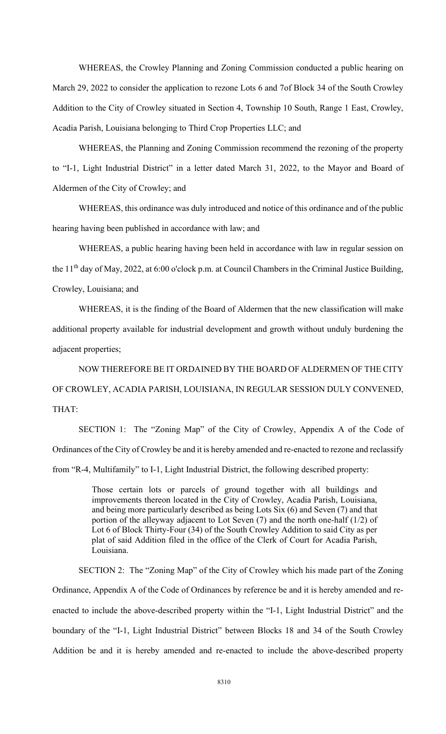WHEREAS, the Crowley Planning and Zoning Commission conducted a public hearing on March 29, 2022 to consider the application to rezone Lots 6 and 7of Block 34 of the South Crowley Addition to the City of Crowley situated in Section 4, Township 10 South, Range 1 East, Crowley, Acadia Parish, Louisiana belonging to Third Crop Properties LLC; and

WHEREAS, the Planning and Zoning Commission recommend the rezoning of the property to "I-1, Light Industrial District" in a letter dated March 31, 2022, to the Mayor and Board of Aldermen of the City of Crowley; and

WHEREAS, this ordinance was duly introduced and notice of this ordinance and of the public hearing having been published in accordance with law; and

WHEREAS, a public hearing having been held in accordance with law in regular session on the 11th day of May, 2022, at 6:00 o'clock p.m. at Council Chambers in the Criminal Justice Building, Crowley, Louisiana; and

WHEREAS, it is the finding of the Board of Aldermen that the new classification will make additional property available for industrial development and growth without unduly burdening the adjacent properties;

NOW THEREFORE BE IT ORDAINED BY THE BOARD OF ALDERMEN OF THE CITY OF CROWLEY, ACADIA PARISH, LOUISIANA, IN REGULAR SESSION DULY CONVENED, THAT:

SECTION 1: The "Zoning Map" of the City of Crowley, Appendix A of the Code of Ordinances of the City of Crowley be and it is hereby amended and re-enacted to rezone and reclassify from "R-4, Multifamily" to I-1, Light Industrial District, the following described property:

> Those certain lots or parcels of ground together with all buildings and improvements thereon located in the City of Crowley, Acadia Parish, Louisiana, and being more particularly described as being Lots Six (6) and Seven (7) and that portion of the alleyway adjacent to Lot Seven (7) and the north one-half (1/2) of Lot 6 of Block Thirty-Four (34) of the South Crowley Addition to said City as per plat of said Addition filed in the office of the Clerk of Court for Acadia Parish, Louisiana.

SECTION 2: The "Zoning Map" of the City of Crowley which his made part of the Zoning Ordinance, Appendix A of the Code of Ordinances by reference be and it is hereby amended and re-enacted to include the above-described property within the "I-1, Light Industrial District" and the boundary of the "I-1, Light Industrial District" between Blocks 18 and 34 of the South Crowley Addition be and it is hereby amended and re-enacted to include the above-described property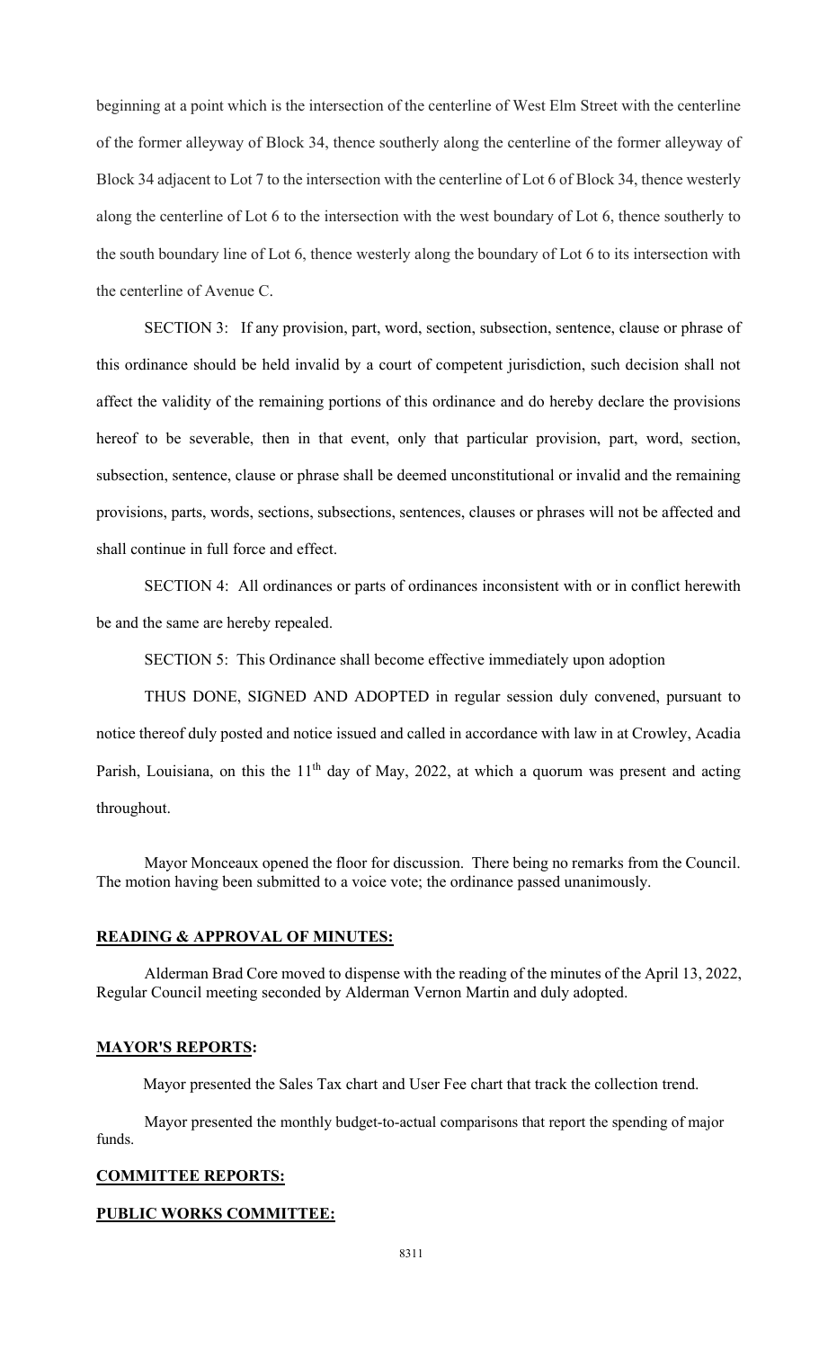beginning at a point which is the intersection of the centerline of West Elm Street with the centerline of the former alleyway of Block 34, thence southerly along the centerline of the former alleyway of Block 34 adjacent to Lot 7 to the intersection with the centerline of Lot 6 of Block 34, thence westerly along the centerline of Lot 6 to the intersection with the west boundary of Lot 6, thence southerly to the south boundary line of Lot 6, thence westerly along the boundary of Lot 6 to its intersection with the centerline of Avenue C.

SECTION 3: If any provision, part, word, section, subsection, sentence, clause or phrase of this ordinance should be held invalid by a court of competent jurisdiction, such decision shall not affect the validity of the remaining portions of this ordinance and do hereby declare the provisions hereof to be severable, then in that event, only that particular provision, part, word, section, subsection, sentence, clause or phrase shall be deemed unconstitutional or invalid and the remaining provisions, parts, words, sections, subsections, sentences, clauses or phrases will not be affected and shall continue in full force and effect.

SECTION 4: All ordinances or parts of ordinances inconsistent with or in conflict herewith be and the same are hereby repealed.

SECTION 5: This Ordinance shall become effective immediately upon adoption

THUS DONE, SIGNED AND ADOPTED in regular session duly convened, pursuant to notice thereof duly posted and notice issued and called in accordance with law in at Crowley, Acadia Parish, Louisiana, on this the 11th day of May, 2022, at which a quorum was present and acting throughout.

Mayor Monceaux opened the floor for discussion. There being no remarks from the Council. The motion having been submitted to a voice vote; the ordinance passed unanimously.

**READING & APPROVAL OF MINUTES:**

Alderman Brad Core moved to dispense with the reading of the minutes of the April 13, 2022, Regular Council meeting seconded by Alderman Vernon Martin and duly adopted.

**MAYOR'S REPORTS:**

Mayor presented the Sales Tax chart and User Fee chart that track the collection trend.

Mayor presented the monthly budget-to-actual comparisons that report the spending of major funds.

**COMMITTEE REPORTS:**

**PUBLIC WORKS COMMITTEE:**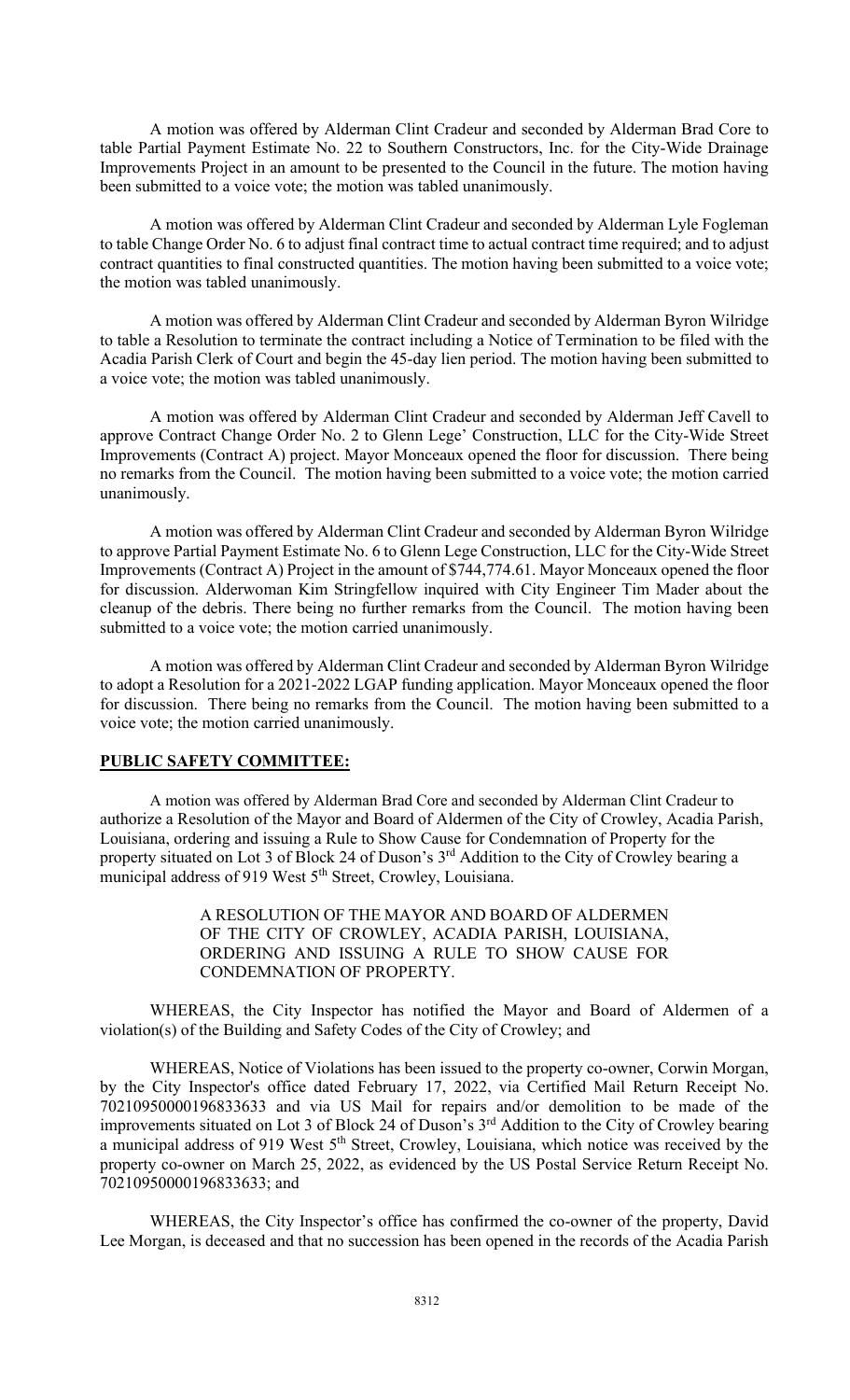A motion was offered by Alderman Clint Cradeur and seconded by Alderman Brad Core to table Partial Payment Estimate No. 22 to Southern Constructors, Inc. for the City-Wide Drainage Improvements Project in an amount to be presented to the Council in the future. The motion having been submitted to a voice vote; the motion was tabled unanimously.

A motion was offered by Alderman Clint Cradeur and seconded by Alderman Lyle Fogleman to table Change Order No. 6 to adjust final contract time to actual contract time required; and to adjust contract quantities to final constructed quantities. The motion having been submitted to a voice vote; the motion was tabled unanimously.

A motion was offered by Alderman Clint Cradeur and seconded by Alderman Byron Wilridge to table a Resolution to terminate the contract including a Notice of Termination to be filed with the Acadia Parish Clerk of Court and begin the 45-day lien period. The motion having been submitted to a voice vote; the motion was tabled unanimously.

A motion was offered by Alderman Clint Cradeur and seconded by Alderman Jeff Cavell to approve Contract Change Order No. 2 to Glenn Lege' Construction, LLC for the City-Wide Street Improvements (Contract A) project. Mayor Monceaux opened the floor for discussion. There being no remarks from the Council. The motion having been submitted to a voice vote; the motion carried unanimously.

A motion was offered by Alderman Clint Cradeur and seconded by Alderman Byron Wilridge to approve Partial Payment Estimate No. 6 to Glenn Lege Construction, LLC for the City-Wide Street Improvements (Contract A) Project in the amount of $744,774.61. Mayor Monceaux opened the floor for discussion. Alderwoman Kim Stringfellow inquired with City Engineer Tim Mader about the cleanup of the debris. There being no further remarks from the Council. The motion having been submitted to a voice vote; the motion carried unanimously.

A motion was offered by Alderman Clint Cradeur and seconded by Alderman Byron Wilridge to adopt a Resolution for a 2021-2022 LGAP funding application. Mayor Monceaux opened the floor for discussion. There being no remarks from the Council. The motion having been submitted to a voice vote; the motion carried unanimously.

**PUBLIC SAFETY COMMITTEE:**

A motion was offered by Alderman Brad Core and seconded by Alderman Clint Cradeur to authorize a Resolution of the Mayor and Board of Aldermen of the City of Crowley, Acadia Parish, Louisiana, ordering and issuing a Rule to Show Cause for Condemnation of Property for the property situated on Lot 3 of Block 24 of Duson's 3rd Addition to the City of Crowley bearing a municipal address of 919 West 5th Street, Crowley, Louisiana.

A RESOLUTION OF THE MAYOR AND BOARD OF ALDERMEN OF THE CITY OF CROWLEY, ACADIA PARISH, LOUISIANA, ORDERING AND ISSUING A RULE TO SHOW CAUSE FOR CONDEMNATION OF PROPERTY.

WHEREAS, the City Inspector has notified the Mayor and Board of Aldermen of a violation(s) of the Building and Safety Codes of the City of Crowley; and

WHEREAS, Notice of Violations has been issued to the property co-owner, Corwin Morgan, by the City Inspector's office dated February 17, 2022, via Certified Mail Return Receipt No. 70210950000196833633 and via US Mail for repairs and/or demolition to be made of the improvements situated on Lot 3 of Block 24 of Duson's 3rd Addition to the City of Crowley bearing a municipal address of 919 West 5th Street, Crowley, Louisiana, which notice was received by the property co-owner on March 25, 2022, as evidenced by the US Postal Service Return Receipt No. 70210950000196833633; and

WHEREAS, the City Inspector's office has confirmed the co-owner of the property, David Lee Morgan, is deceased and that no succession has been opened in the records of the Acadia Parish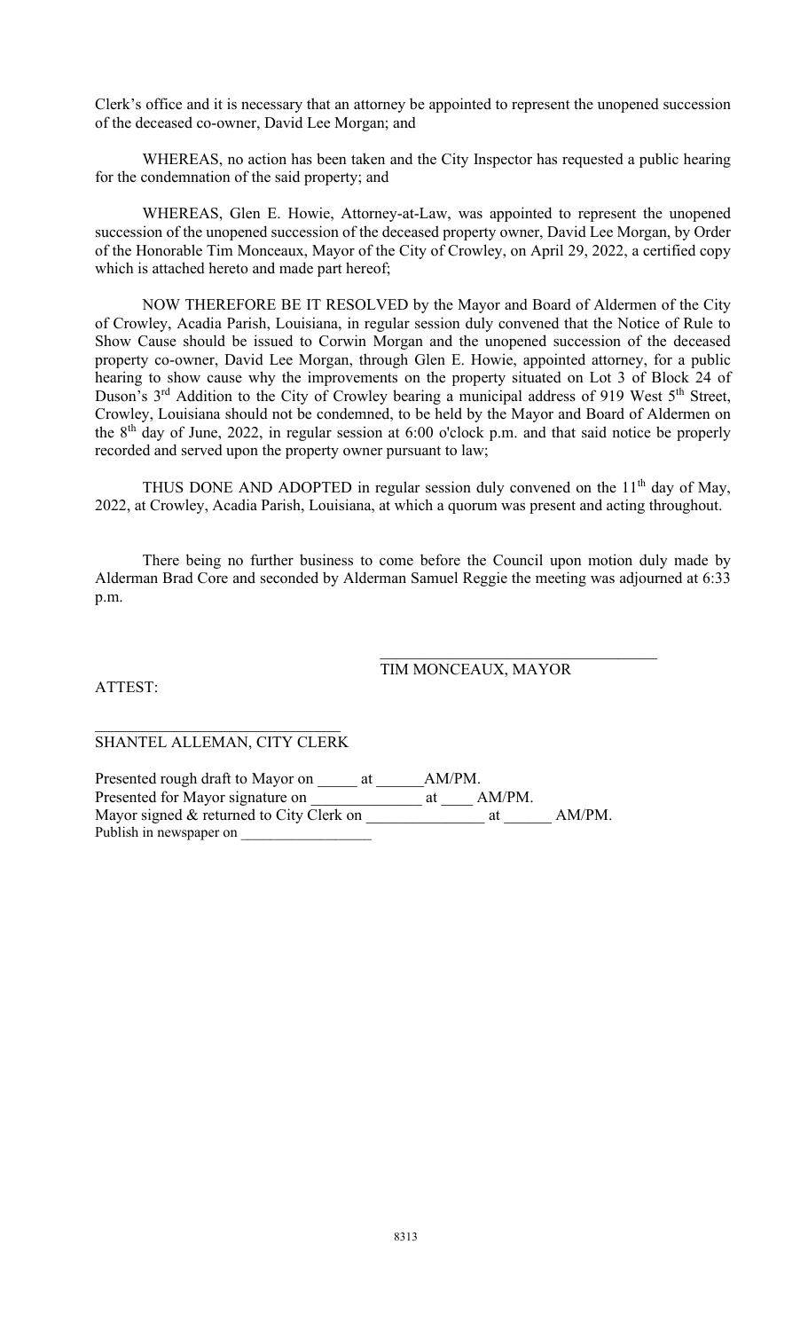Clerk's office and it is necessary that an attorney be appointed to represent the unopened succession of the deceased co-owner, David Lee Morgan; and

WHEREAS, no action has been taken and the City Inspector has requested a public hearing for the condemnation of the said property; and

WHEREAS, Glen E. Howie, Attorney-at-Law, was appointed to represent the unopened succession of the unopened succession of the deceased property owner, David Lee Morgan, by Order of the Honorable Tim Monceaux, Mayor of the City of Crowley, on April 29, 2022, a certified copy which is attached hereto and made part hereof;

NOW THEREFORE BE IT RESOLVED by the Mayor and Board of Aldermen of the City of Crowley, Acadia Parish, Louisiana, in regular session duly convened that the Notice of Rule to Show Cause should be issued to Corwin Morgan and the unopened succession of the deceased property co-owner, David Lee Morgan, through Glen E. Howie, appointed attorney, for a public hearing to show cause why the improvements on the property situated on Lot 3 of Block 24 of Duson's 3rd Addition to the City of Crowley bearing a municipal address of 919 West 5th Street, Crowley, Louisiana should not be condemned, to be held by the Mayor and Board of Aldermen on the 8th day of June, 2022, in regular session at 6:00 o'clock p.m. and that said notice be properly recorded and served upon the property owner pursuant to law;

THUS DONE AND ADOPTED in regular session duly convened on the 11th day of May, 2022, at Crowley, Acadia Parish, Louisiana, at which a quorum was present and acting throughout.

There being no further business to come before the Council upon motion duly made by Alderman Brad Core and seconded by Alderman Samuel Reggie the meeting was adjourned at 6:33 p.m.

\_\_\_\_\_\_\_\_\_\_\_\_\_\_\_\_\_\_\_\_\_\_\_\_\_\_\_\_\_\_\_\_\_\_\_
TIM MONCEAUX, MAYOR

ATTEST:

\_\_\_\_\_\_\_\_\_\_\_\_\_\_\_\_\_\_\_\_\_\_\_\_\_\_\_\_\_\_\_\_\_\_\_
SHANTEL ALLEMAN, CITY CLERK

Presented rough draft to Mayor on _____ at ______AM/PM.
Presented for Mayor signature on ______________ at ____ AM/PM.
Mayor signed & returned to City Clerk on _______________ at ______ AM/PM.
Publish in newspaper on _________________